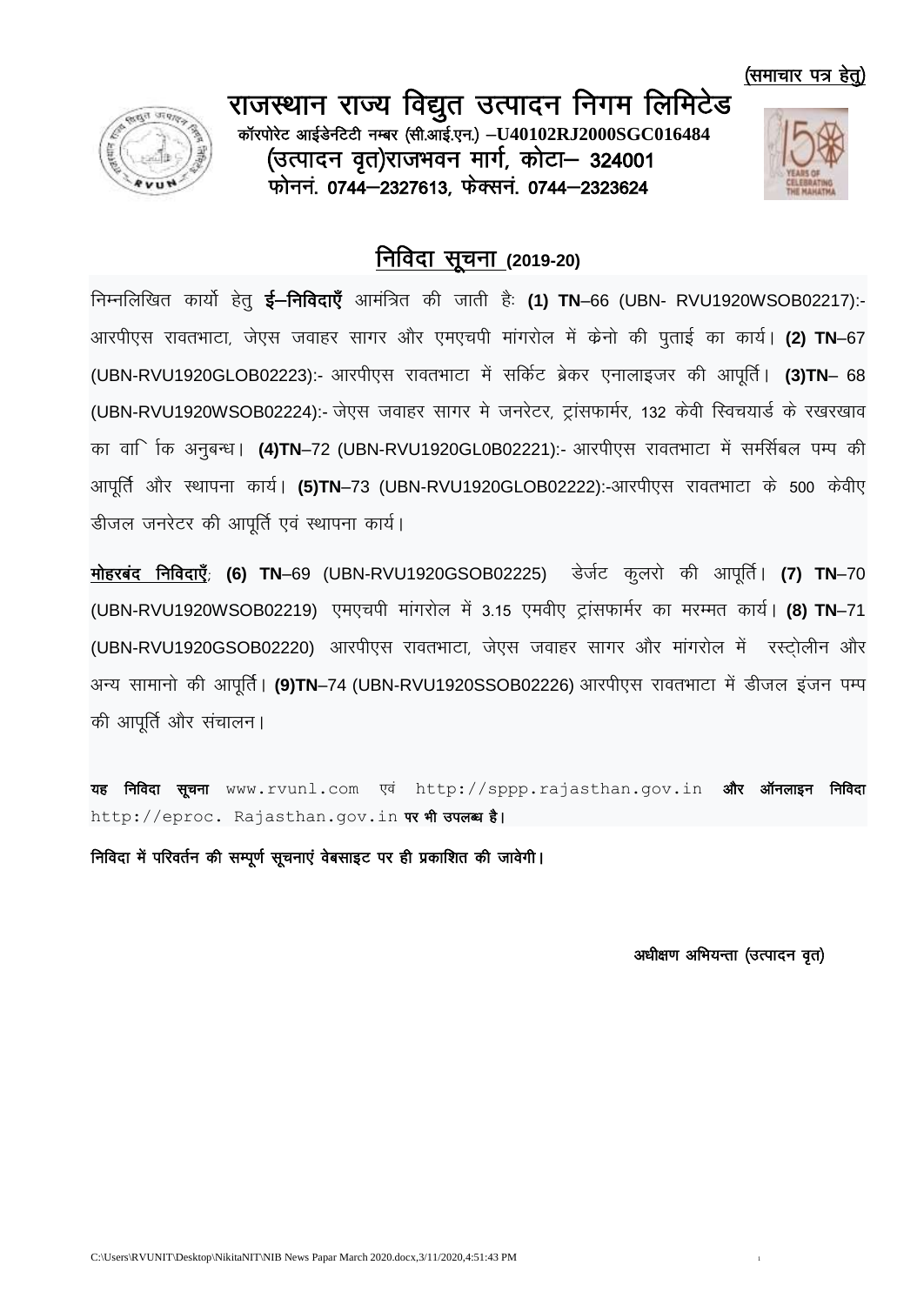<u>(समाचार पत्र हेतु)</u>

# राजस्थान राज्य विद्युत उत्पादन निगम लिमिटेड

**कॉरपोरेट आईडेनटिटी नम्बर (सी.आई.एन.) –U40102RJ2000SGC016484**
(उत्पादन वृत)राजभवन मार्ग, कोटा– 324001
फोननं. 0744–2327613, फेक्सनं. 0744–2323624

## <u>निविदा सूचना</u> (2019-20)

निम्नलिखित कार्यो हेतु **ई–निविदाएँ** आमंत्रित की जाती हैः **(1) TN**–66 (UBN- RVU1920WSOB02217):- आरपीएस रावतभाटा, जेएस जवाहर सागर और एमएचपी मांगरोल में क्रेनो की पुताई का कार्य। **(2) TN**–67 (UBN-RVU1920GLOB02223):- आरपीएस रावतभाटा में सर्किट ब्रेकर एनालाइजर की आपूर्ति। **(3)TN**– 68 (UBN-RVU1920WSOB02224):- जेएस जवाहर सागर मे जनरेटर, ट्रांसफार्मर, 132 केवी स्विचयार्ड के रखरखाव का वार्षिक अनुबन्ध। **(4)TN**–72 (UBN-RVU1920GL0B02221):- आरपीएस रावतभाटा में समर्सिबल पम्प की आपूर्ति और स्थापना कार्य। **(5)TN**–73 (UBN-RVU1920GLOB02222):-आरपीएस रावतभाटा के 500 केवीए डीजल जनरेटर की आपूर्ति एवं स्थापना कार्य।

**<u>मोहरबंद निविदाएँ</u>**; **(6) TN**–69 (UBN-RVU1920GSOB02225) डेर्जट कुलरो की आपूर्ति। **(7) TN**–70 (UBN-RVU1920WSOB02219) एमएचपी मांगरोल में 3.15 एमवीए ट्रांसफार्मर का मरम्मत कार्य। **(8) TN**–71 (UBN-RVU1920GSOB02220) आरपीएस रावतभाटा, जेएस जवाहर सागर और मांगरोल में रस्टोलीन और अन्य सामानो की आपूर्ति। **(9)TN**–74 (UBN-RVU1920SSOB02226) आरपीएस रावतभाटा में डीजल इंजन पम्प की आपूर्ति और संचालन।

**यह निविदा सूचना** www.rvunl.com एवं http://sppp.rajasthan.gov.in **और ऑनलाइन निविदा** http://eproc. Rajasthan.gov.in **पर भी उपलब्ध है।**

**निविदा में परिवर्तन की सम्पूर्ण सूचनाएं वेबसाइट पर ही प्रकाशित की जावेगी।**

**अधीक्षण अभियन्ता (उत्पादन वृत)**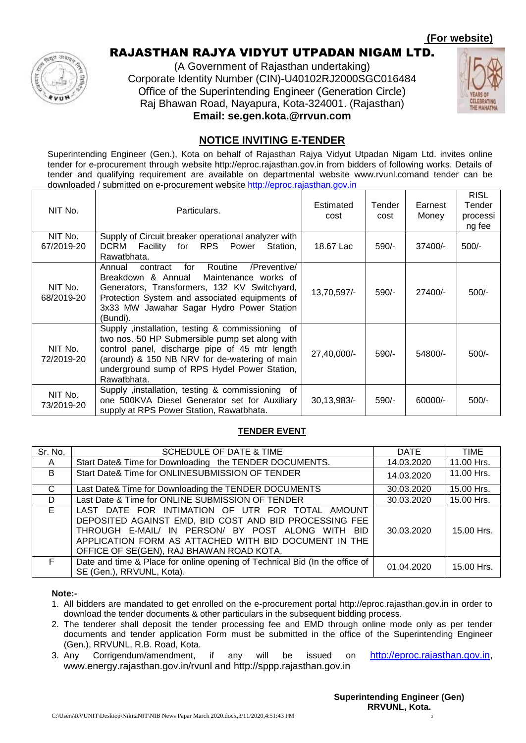**(For website)**

# RAJASTHAN RAJYA VIDYUT UTPADAN NIGAM LTD.

(A Government of Rajasthan undertaking)
Corporate Identity Number (CIN)-U40102RJ2000SGC016484
Office of the Superintending Engineer (Generation Circle)
Raj Bhawan Road, Nayapura, Kota-324001. (Rajasthan)
**Email: se.gen.kota.@rrvun.com**

## NOTICE INVITING E-TENDER

Superintending Engineer (Gen.), Kota on behalf of Rajasthan Rajya Vidyut Utpadan Nigam Ltd. invites online tender for e-procurement through website http://eproc.rajasthan.gov.in from bidders of following works. Details of tender and qualifying requirement are available on departmental website www.rvunl.comand tender can be downloaded / submitted on e-procurement website http://eproc.rajasthan.gov.in

| NIT No. | Particulars. | Estimated cost | Tender cost | Earnest Money | RISL Tender processing fee |
|---|---|---|---|---|---|
| NIT No. 67/2019-20 | Supply of Circuit breaker operational analyzer with DCRM Facility for RPS Power Station, Rawatbhata. | 18.67 Lac | 590/- | 37400/- | 500/- |
| NIT No. 68/2019-20 | Annual contract for Routine /Preventive/ Breakdown & Annual Maintenance works of Generators, Transformers, 132 KV Switchyard, Protection System and associated equipments of 3x33 MW Jawahar Sagar Hydro Power Station (Bundi). | 13,70,597/- | 590/- | 27400/- | 500/- |
| NIT No. 72/2019-20 | Supply ,installation, testing & commissioning of two nos. 50 HP Submersible pump set along with control panel, discharge pipe of 45 mtr length (around) & 150 NB NRV for de-watering of main underground sump of RPS Hydel Power Station, Rawatbhata. | 27,40,000/- | 590/- | 54800/- | 500/- |
| NIT No. 73/2019-20 | Supply ,installation, testing & commissioning of one 500KVA Diesel Generator set for Auxiliary supply at RPS Power Station, Rawatbhata. | 30,13,983/- | 590/- | 60000/- | 500/- |

### TENDER EVENT

| Sr. No. | SCHEDULE OF DATE & TIME | DATE | TIME |
|---|---|---|---|
| A | Start Date& Time for Downloading the TENDER DOCUMENTS. | 14.03.2020 | 11.00 Hrs. |
| B | Start Date& Time for ONLINESUBMISSION OF TENDER | 14.03.2020 | 11.00 Hrs. |
| C | Last Date& Time for Downloading the TENDER DOCUMENTS | 30.03.2020 | 15.00 Hrs. |
| D | Last Date & Time for ONLINE SUBMISSION OF TENDER | 30.03.2020 | 15.00 Hrs. |
| E | LAST DATE FOR INTIMATION OF UTR FOR TOTAL AMOUNT DEPOSITED AGAINST EMD, BID COST AND BID PROCESSING FEE THROUGH E-MAIL/ IN PERSON/ BY POST ALONG WITH BID APPLICATION FORM AS ATTACHED WITH BID DOCUMENT IN THE OFFICE OF SE(GEN), RAJ BHAWAN ROAD KOTA. | 30.03.2020 | 15.00 Hrs. |
| F | Date and time & Place for online opening of Technical Bid (In the office of SE (Gen.), RRVUNL, Kota). | 01.04.2020 | 15.00 Hrs. |

**Note:-**

1. All bidders are mandated to get enrolled on the e-procurement portal http://eproc.rajasthan.gov.in in order to download the tender documents & other particulars in the subsequent bidding process.
2. The tenderer shall deposit the tender processing fee and EMD through online mode only as per tender documents and tender application Form must be submitted in the office of the Superintending Engineer (Gen.), RRVUNL, R.B. Road, Kota.
3. Any Corrigendum/amendment, if any will be issued on http://eproc.rajasthan.gov.in, www.energy.rajasthan.gov.in/rvunl and http://sppp.rajasthan.gov.in

**Superintending Engineer (Gen)**
**RRVUNL, Kota.**

C:\Users\RVUNIT\Desktop\NikitaNIT\NIB News Papar March 2020.docx,3/11/2020,4:51:43 PM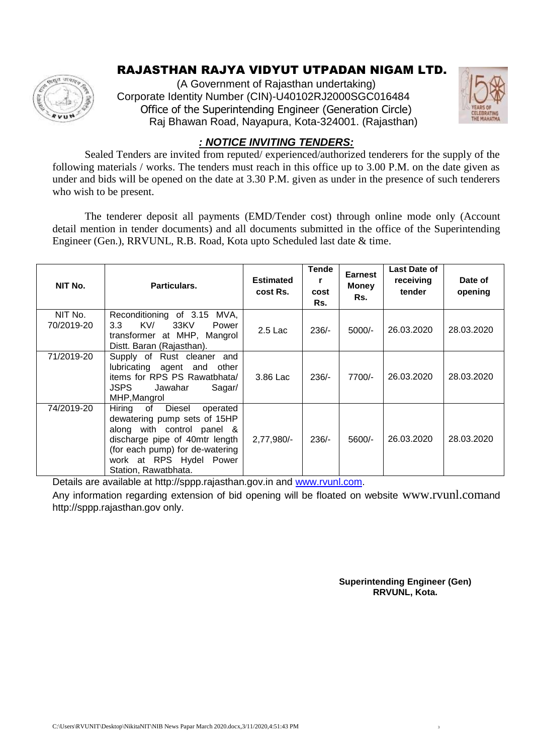# RAJASTHAN RAJYA VIDYUT UTPADAN NIGAM LTD.

(A Government of Rajasthan undertaking)
Corporate Identity Number (CIN)-U40102RJ2000SGC016484
Office of the Superintending Engineer (Generation Circle)
Raj Bhawan Road, Nayapura, Kota-324001. (Rajasthan)

## *: NOTICE INVITING TENDERS:*

Sealed Tenders are invited from reputed/ experienced/authorized tenderers for the supply of the following materials / works. The tenders must reach in this office up to 3.00 P.M. on the date given as under and bids will be opened on the date at 3.30 P.M. given as under in the presence of such tenderers who wish to be present.

The tenderer deposit all payments (EMD/Tender cost) through online mode only (Account detail mention in tender documents) and all documents submitted in the office of the Superintending Engineer (Gen.), RRVUNL, R.B. Road, Kota upto Scheduled last date & time.

| NIT No. | Particulars. | Estimated cost Rs. | Tender cost Rs. | Earnest Money Rs. | Last Date of receiving tender | Date of opening |
|---|---|---|---|---|---|---|
| NIT No. 70/2019-20 | Reconditioning of 3.15 MVA, 3.3 KV/ 33KV Power transformer at MHP, Mangrol Distt. Baran (Rajasthan). | 2.5 Lac | 236/- | 5000/- | 26.03.2020 | 28.03.2020 |
| 71/2019-20 | Supply of Rust cleaner and lubricating agent and other items for RPS PS Rawatbhata/ JSPS Jawahar Sagar/ MHP,Mangrol | 3.86 Lac | 236/- | 7700/- | 26.03.2020 | 28.03.2020 |
| 74/2019-20 | Hiring of Diesel operated dewatering pump sets of 15HP along with control panel & discharge pipe of 40mtr length (for each pump) for de-watering work at RPS Hydel Power Station, Rawatbhata. | 2,77,980/- | 236/- | 5600/- | 26.03.2020 | 28.03.2020 |

Details are available at http://sppp.rajasthan.gov.in and www.rvunl.com.

Any information regarding extension of bid opening will be floated on website www.rvunl.comand http://sppp.rajasthan.gov only.

**Superintending Engineer (Gen)**
**RRVUNL, Kota.**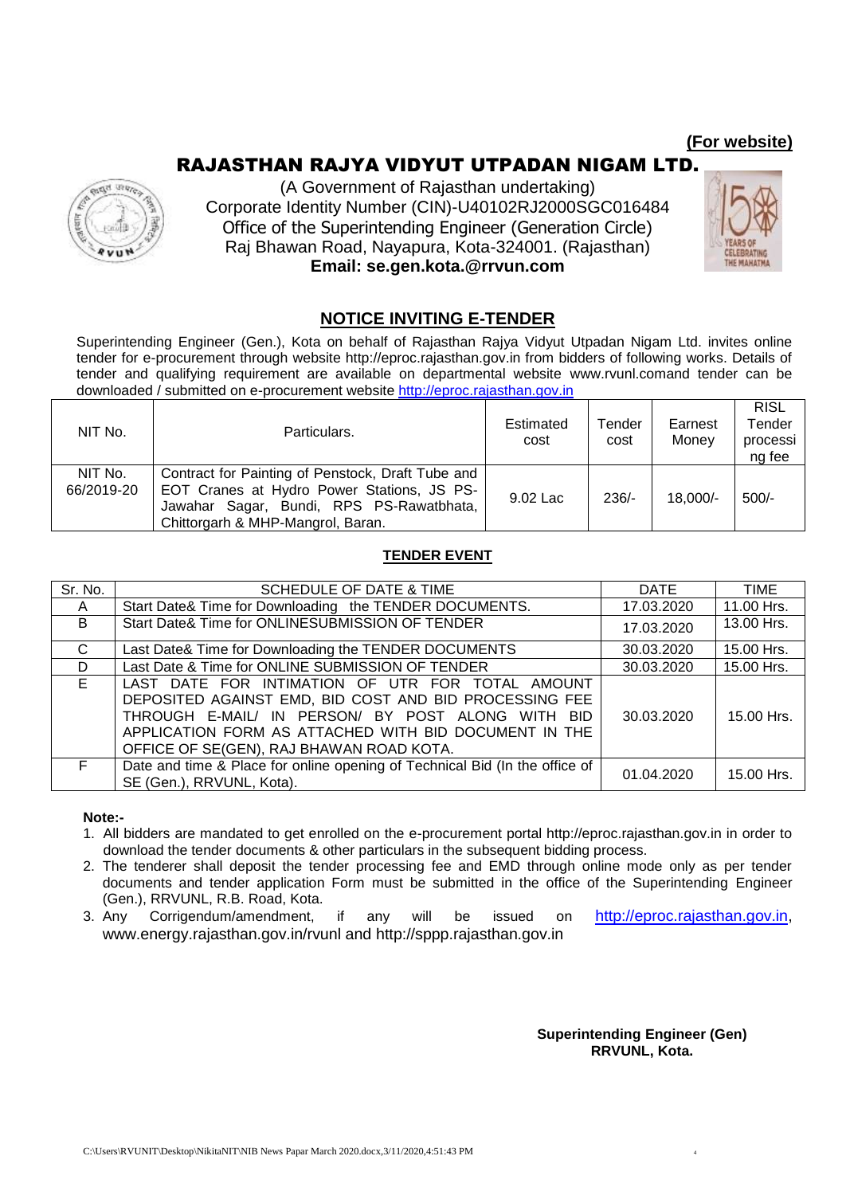**(For website)**

# RAJASTHAN RAJYA VIDYUT UTPADAN NIGAM LTD.

(A Government of Rajasthan undertaking)
Corporate Identity Number (CIN)-U40102RJ2000SGC016484
Office of the Superintending Engineer (Generation Circle)
Raj Bhawan Road, Nayapura, Kota-324001. (Rajasthan)
**Email: se.gen.kota.@rrvun.com**

## NOTICE INVITING E-TENDER

Superintending Engineer (Gen.), Kota on behalf of Rajasthan Rajya Vidyut Utpadan Nigam Ltd. invites online tender for e-procurement through website http://eproc.rajasthan.gov.in from bidders of following works. Details of tender and qualifying requirement are available on departmental website www.rvunl.comand tender can be downloaded / submitted on e-procurement website http://eproc.rajasthan.gov.in

| NIT No. | Particulars. | Estimated cost | Tender cost | Earnest Money | RISL Tender processi ng fee |
|---|---|---|---|---|---|
| NIT No. 66/2019-20 | Contract for Painting of Penstock, Draft Tube and EOT Cranes at Hydro Power Stations, JS PS-Jawahar Sagar, Bundi, RPS PS-Rawatbhata, Chittorgarh & MHP-Mangrol, Baran. | 9.02 Lac | 236/- | 18,000/- | 500/- |

### TENDER EVENT

| Sr. No. | SCHEDULE OF DATE & TIME | DATE | TIME |
|---|---|---|---|
| A | Start Date& Time for Downloading the TENDER DOCUMENTS. | 17.03.2020 | 11.00 Hrs. |
| B | Start Date& Time for ONLINESUBMISSION OF TENDER | 17.03.2020 | 13.00 Hrs. |
| C | Last Date& Time for Downloading the TENDER DOCUMENTS | 30.03.2020 | 15.00 Hrs. |
| D | Last Date & Time for ONLINE SUBMISSION OF TENDER | 30.03.2020 | 15.00 Hrs. |
| E | LAST DATE FOR INTIMATION OF UTR FOR TOTAL AMOUNT DEPOSITED AGAINST EMD, BID COST AND BID PROCESSING FEE THROUGH E-MAIL/ IN PERSON/ BY POST ALONG WITH BID APPLICATION FORM AS ATTACHED WITH BID DOCUMENT IN THE OFFICE OF SE(GEN), RAJ BHAWAN ROAD KOTA. | 30.03.2020 | 15.00 Hrs. |
| F | Date and time & Place for online opening of Technical Bid (In the office of SE (Gen.), RRVUNL, Kota). | 01.04.2020 | 15.00 Hrs. |

**Note:-**

1. All bidders are mandated to get enrolled on the e-procurement portal http://eproc.rajasthan.gov.in in order to download the tender documents & other particulars in the subsequent bidding process.
2. The tenderer shall deposit the tender processing fee and EMD through online mode only as per tender documents and tender application Form must be submitted in the office of the Superintending Engineer (Gen.), RRVUNL, R.B. Road, Kota.
3. Any Corrigendum/amendment, if any will be issued on http://eproc.rajasthan.gov.in, www.energy.rajasthan.gov.in/rvunl and http://sppp.rajasthan.gov.in

**Superintending Engineer (Gen)**
**RRVUNL, Kota.**

C:\Users\RVUNIT\Desktop\NikitaNIT\NIB News Papar March 2020.docx,3/11/2020,4:51:43 PM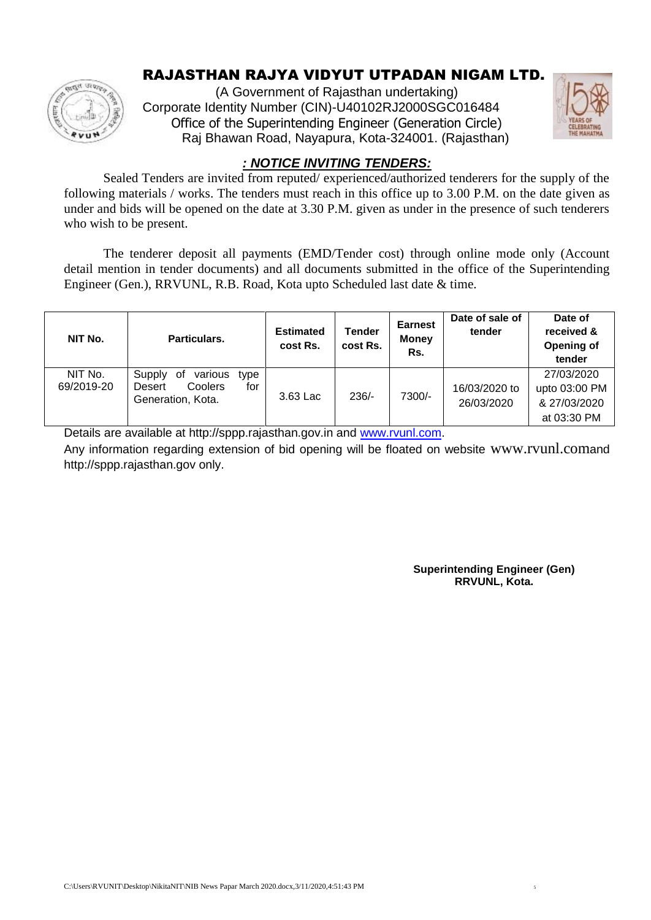# RAJASTHAN RAJYA VIDYUT UTPADAN NIGAM LTD.

(A Government of Rajasthan undertaking)
Corporate Identity Number (CIN)-U40102RJ2000SGC016484
Office of the Superintending Engineer (Generation Circle)
Raj Bhawan Road, Nayapura, Kota-324001. (Rajasthan)

## *: NOTICE INVITING TENDERS:*

Sealed Tenders are invited from reputed/ experienced/authorized tenderers for the supply of the following materials / works. The tenders must reach in this office up to 3.00 P.M. on the date given as under and bids will be opened on the date at 3.30 P.M. given as under in the presence of such tenderers who wish to be present.

The tenderer deposit all payments (EMD/Tender cost) through online mode only (Account detail mention in tender documents) and all documents submitted in the office of the Superintending Engineer (Gen.), RRVUNL, R.B. Road, Kota upto Scheduled last date & time.

| NIT No. | Particulars. | Estimated cost Rs. | Tender cost Rs. | Earnest Money Rs. | Date of sale of tender | Date of received & Opening of tender |
|---|---|---|---|---|---|---|
| NIT No. 69/2019-20 | Supply of various type Desert Coolers for Generation, Kota. | 3.63 Lac | 236/- | 7300/- | 16/03/2020 to 26/03/2020 | 27/03/2020 upto 03:00 PM & 27/03/2020 at 03:30 PM |

Details are available at http://sppp.rajasthan.gov.in and www.rvunl.com.

Any information regarding extension of bid opening will be floated on website www.rvunl.comand http://sppp.rajasthan.gov only.

**Superintending Engineer (Gen)**
**RRVUNL, Kota.**

C:\Users\RVUNIT\Desktop\NikitaNIT\NIB News Papar March 2020.docx,3/11/2020,4:51:43 PM